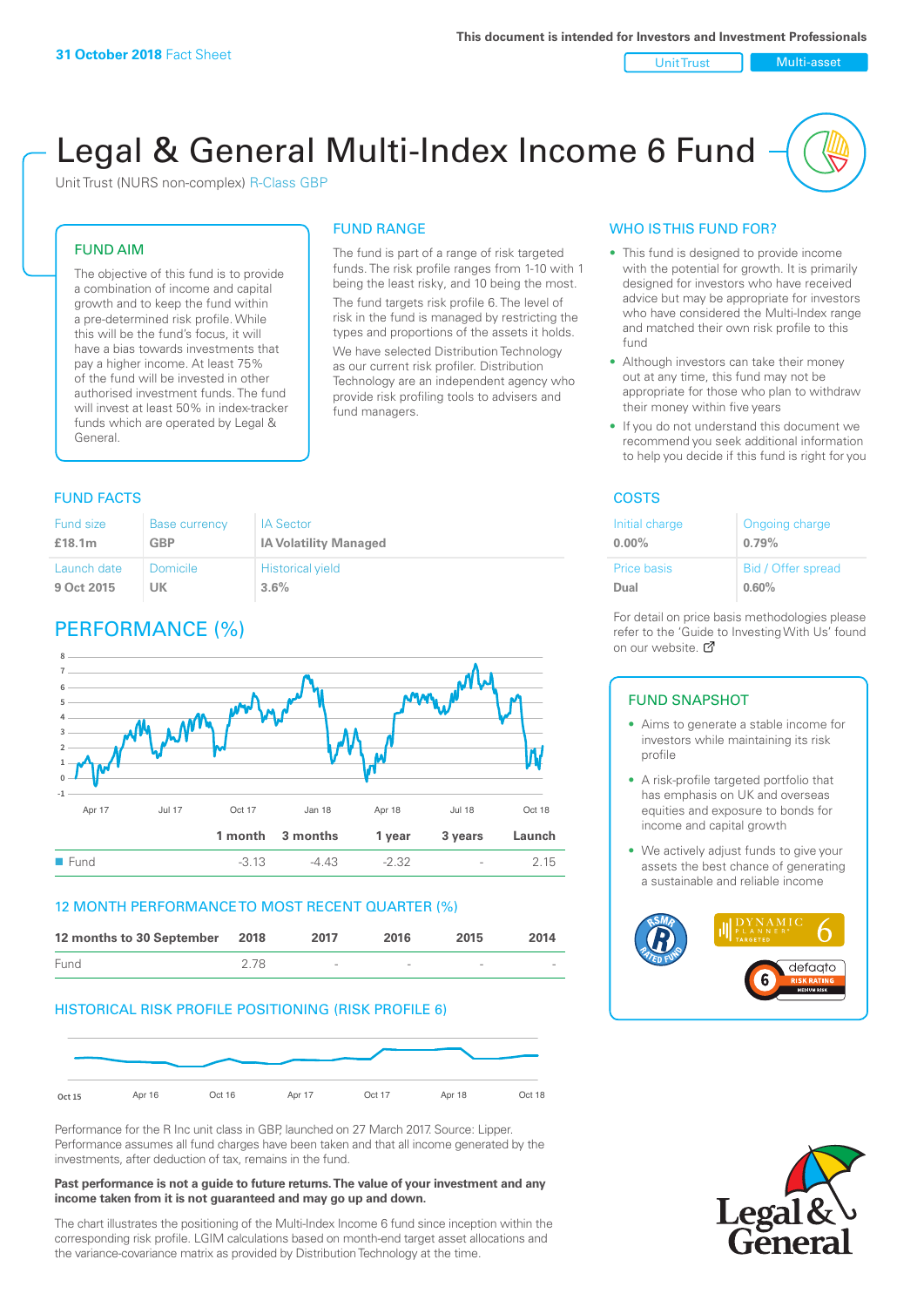**31 October 2018** Fact Sheet

This document is intended for Investors and Investment Professionals

Unit Trust | Multi-asset

# Legal & General Multi-Index Income 6 Fund

Unit Trust (NURS non-complex) R-Class GBP

## FUND AIM

The objective of this fund is to provide a combination of income and capital growth and to keep the fund within a pre-determined risk profile. While this will be the fund's focus, it will have a bias towards investments that pay a higher income. At least 75% of the fund will be invested in other authorised investment funds. The fund will invest at least 50% in index-tracker funds which are operated by Legal & General.

## FUND RANGE

The fund is part of a range of risk targeted funds. The risk profile ranges from 1-10 with 1 being the least risky, and 10 being the most.

The fund targets risk profile 6. The level of risk in the fund is managed by restricting the types and proportions of the assets it holds.

We have selected Distribution Technology as our current risk profiler. Distribution Technology are an independent agency who provide risk profiling tools to advisers and fund managers.

## WHO IS THIS FUND FOR?

- This fund is designed to provide income with the potential for growth. It is primarily designed for investors who have received advice but may be appropriate for investors who have considered the Multi-Index range and matched their own risk profile to this fund
- Although investors can take their money out at any time, this fund may not be appropriate for those who plan to withdraw their money within five years
- If you do not understand this document we recommend you seek additional information to help you decide if this fund is right for you

## FUND FACTS

| Fund size | Base currency | IA Sector |
|---|---|---|
| **£18.1m** | **GBP** | **IA Volatility Managed** |
| Launch date | Domicile | Historical yield |
| **9 Oct 2015** | **UK** | **3.6%** |

## COSTS

| Initial charge | Ongoing charge |
|---|---|
| **0.00%** | **0.79%** |
| Price basis | Bid / Offer spread |
| **Dual** | **0.60%** |

For detail on price basis methodologies please refer to the 'Guide to Investing With Us' found on our website.

## PERFORMANCE (%)

| | 1 month | 3 months | 1 year | 3 years | Launch |
|---|---|---|---|---|---|
| Fund | -3.13 | -4.43 | -2.32 | - | 2.15 |

## 12 MONTH PERFORMANCE TO MOST RECENT QUARTER (%)

| 12 months to 30 September | 2018 | 2017 | 2016 | 2015 | 2014 |
|---|---|---|---|---|---|
| Fund | 2.78 | - | - | - | - |

## HISTORICAL RISK PROFILE POSITIONING (RISK PROFILE 6)

Performance for the R Inc unit class in GBP, launched on 27 March 2017. Source: Lipper. Performance assumes all fund charges have been taken and that all income generated by the investments, after deduction of tax, remains in the fund.

**Past performance is not a guide to future returns. The value of your investment and any income taken from it is not guaranteed and may go up and down.**

The chart illustrates the positioning of the Multi-Index Income 6 fund since inception within the corresponding risk profile. LGIM calculations based on month-end target asset allocations and the variance-covariance matrix as provided by Distribution Technology at the time.

## FUND SNAPSHOT

- Aims to generate a stable income for investors while maintaining its risk profile
- A risk-profile targeted portfolio that has emphasis on UK and overseas equities and exposure to bonds for income and capital growth
- We actively adjust funds to give your assets the best chance of generating a sustainable and reliable income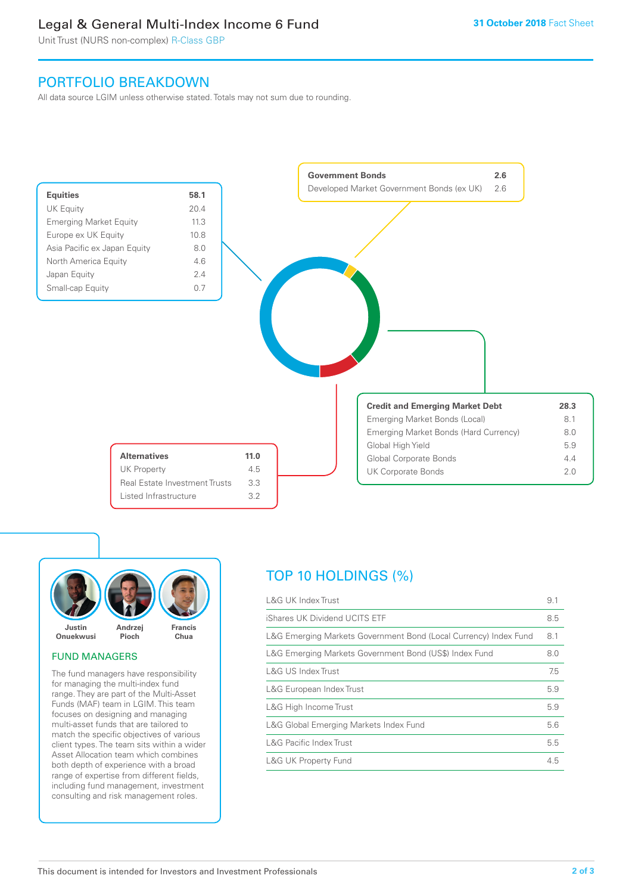# Legal & General Multi-Index Income 6 Fund

Unit Trust (NURS non-complex) R-Class GBP

**31 October 2018** Fact Sheet

## PORTFOLIO BREAKDOWN

All data source LGIM unless otherwise stated. Totals may not sum due to rounding.

| **Equities** | **58.1** |
|---|---|
| UK Equity | 20.4 |
| Emerging Market Equity | 11.3 |
| Europe ex UK Equity | 10.8 |
| Asia Pacific ex Japan Equity | 8.0 |
| North America Equity | 4.6 |
| Japan Equity | 2.4 |
| Small-cap Equity | 0.7 |

| **Government Bonds** | **2.6** |
|---|---|
| Developed Market Government Bonds (ex UK) | 2.6 |

| **Credit and Emerging Market Debt** | **28.3** |
|---|---|
| Emerging Market Bonds (Local) | 8.1 |
| Emerging Market Bonds (Hard Currency) | 8.0 |
| Global High Yield | 5.9 |
| Global Corporate Bonds | 4.4 |
| UK Corporate Bonds | 2.0 |

| **Alternatives** | **11.0** |
|---|---|
| UK Property | 4.5 |
| Real Estate Investment Trusts | 3.3 |
| Listed Infrastructure | 3.2 |

Justin Onuekwusi, Andrzej Pioch, Francis Chua

### FUND MANAGERS

The fund managers have responsibility for managing the multi-index fund range. They are part of the Multi-Asset Funds (MAF) team in LGIM. This team focuses on designing and managing multi-asset funds that are tailored to match the specific objectives of various client types. The team sits within a wider Asset Allocation team which combines both depth of experience with a broad range of expertise from different fields, including fund management, investment consulting and risk management roles.

## TOP 10 HOLDINGS (%)

| Holding | % |
|---|---|
| L&G UK Index Trust | 9.1 |
| iShares UK Dividend UCITS ETF | 8.5 |
| L&G Emerging Markets Government Bond (Local Currency) Index Fund | 8.1 |
| L&G Emerging Markets Government Bond (US$) Index Fund | 8.0 |
| L&G US Index Trust | 7.5 |
| L&G European Index Trust | 5.9 |
| L&G High Income Trust | 5.9 |
| L&G Global Emerging Markets Index Fund | 5.6 |
| L&G Pacific Index Trust | 5.5 |
| L&G UK Property Fund | 4.5 |

This document is intended for Investors and Investment Professionals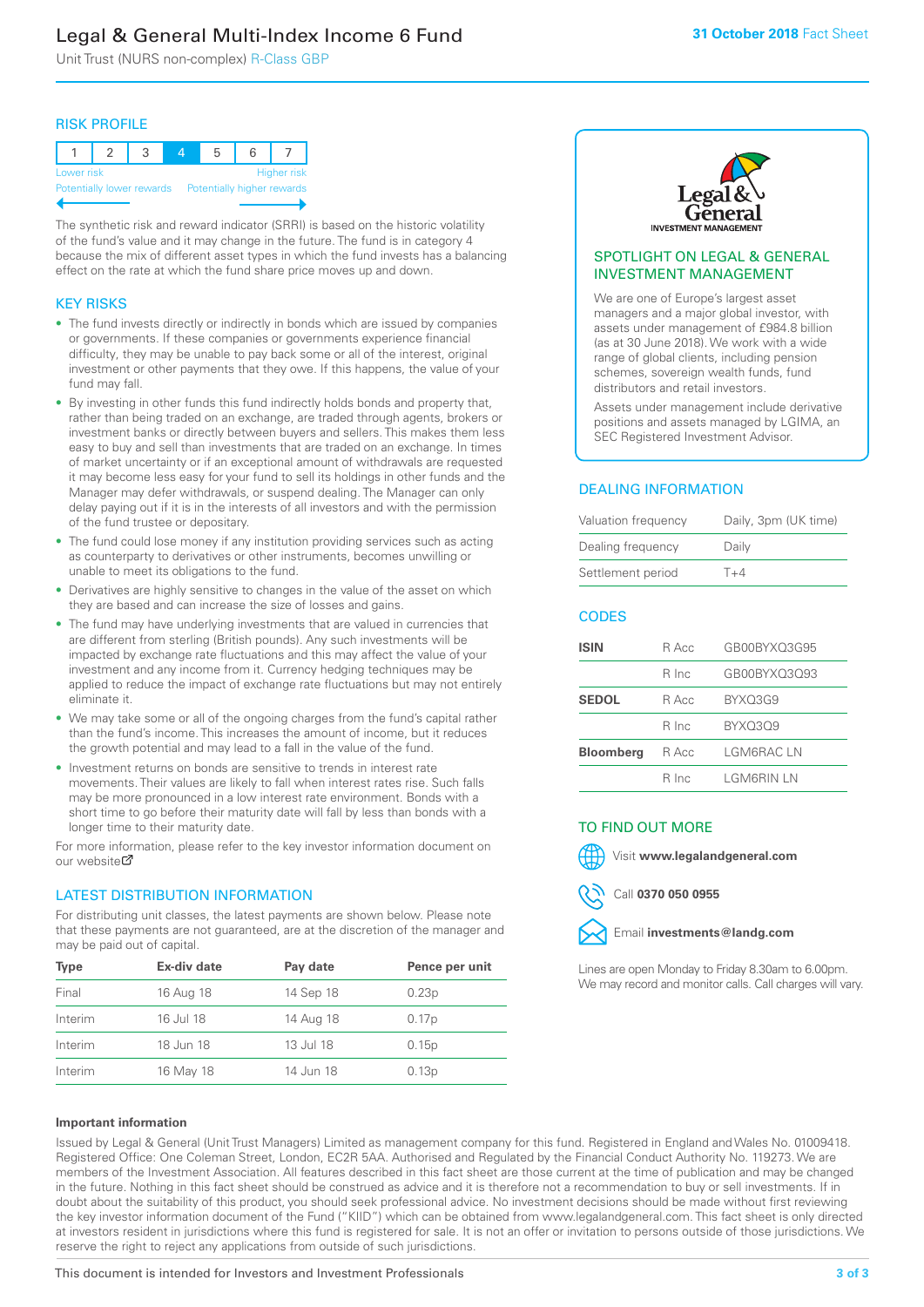# Legal & General Multi-Index Income 6 Fund

Unit Trust (NURS non-complex) R-Class GBP

**31 October 2018** Fact Sheet

## RISK PROFILE

| 1 | 2 | 3 | 4 | 5 | 6 | 7 |
|---|---|---|---|---|---|---|

Lower risk — Higher risk

Potentially lower rewards — Potentially higher rewards

The synthetic risk and reward indicator (SRRI) is based on the historic volatility of the fund's value and it may change in the future. The fund is in category 4 because the mix of different asset types in which the fund invests has a balancing effect on the rate at which the fund share price moves up and down.

## KEY RISKS

- The fund invests directly or indirectly in bonds which are issued by companies or governments. If these companies or governments experience financial difficulty, they may be unable to pay back some or all of the interest, original investment or other payments that they owe. If this happens, the value of your fund may fall.
- By investing in other funds this fund indirectly holds bonds and property that, rather than being traded on an exchange, are traded through agents, brokers or investment banks or directly between buyers and sellers. This makes them less easy to buy and sell than investments that are traded on an exchange. In times of market uncertainty or if an exceptional amount of withdrawals are requested it may become less easy for your fund to sell its holdings in other funds and the Manager may defer withdrawals, or suspend dealing. The Manager can only delay paying out if it is in the interests of all investors and with the permission of the fund trustee or depositary.
- The fund could lose money if any institution providing services such as acting as counterparty to derivatives or other instruments, becomes unwilling or unable to meet its obligations to the fund.
- Derivatives are highly sensitive to changes in the value of the asset on which they are based and can increase the size of losses and gains.
- The fund may have underlying investments that are valued in currencies that are different from sterling (British pounds). Any such investments will be impacted by exchange rate fluctuations and this may affect the value of your investment and any income from it. Currency hedging techniques may be applied to reduce the impact of exchange rate fluctuations but may not entirely eliminate it.
- We may take some or all of the ongoing charges from the fund's capital rather than the fund's income. This increases the amount of income, but it reduces the growth potential and may lead to a fall in the value of the fund.
- Investment returns on bonds are sensitive to trends in interest rate movements. Their values are likely to fall when interest rates rise. Such falls may be more pronounced in a low interest rate environment. Bonds with a short time to go before their maturity date will fall by less than bonds with a longer time to their maturity date.

For more information, please refer to the key investor information document on our website

## LATEST DISTRIBUTION INFORMATION

For distributing unit classes, the latest payments are shown below. Please note that these payments are not guaranteed, are at the discretion of the manager and may be paid out of capital.

| Type | Ex-div date | Pay date | Pence per unit |
|---|---|---|---|
| Final | 16 Aug 18 | 14 Sep 18 | 0.23p |
| Interim | 16 Jul 18 | 14 Aug 18 | 0.17p |
| Interim | 18 Jun 18 | 13 Jul 18 | 0.15p |
| Interim | 16 May 18 | 14 Jun 18 | 0.13p |

## SPOTLIGHT ON LEGAL & GENERAL INVESTMENT MANAGEMENT

We are one of Europe's largest asset managers and a major global investor, with assets under management of £984.8 billion (as at 30 June 2018). We work with a wide range of global clients, including pension schemes, sovereign wealth funds, fund distributors and retail investors.

Assets under management include derivative positions and assets managed by LGIMA, an SEC Registered Investment Advisor.

## DEALING INFORMATION

| | |
|---|---|
| Valuation frequency | Daily, 3pm (UK time) |
| Dealing frequency | Daily |
| Settlement period | T+4 |

## CODES

| | | |
|---|---|---|
| **ISIN** | R Acc | GB00BYXQ3G95 |
| | R Inc | GB00BYXQ3Q93 |
| **SEDOL** | R Acc | BYXQ3G9 |
| | R Inc | BYXQ3Q9 |
| **Bloomberg** | R Acc | LGM6RAC LN |
| | R Inc | LGM6RIN LN |

## TO FIND OUT MORE

Visit **www.legalandgeneral.com**

Call **0370 050 0955**

Email **investments@landg.com**

Lines are open Monday to Friday 8.30am to 6.00pm. We may record and monitor calls. Call charges will vary.

### Important information

Issued by Legal & General (Unit Trust Managers) Limited as management company for this fund. Registered in England and Wales No. 01009418. Registered Office: One Coleman Street, London, EC2R 5AA. Authorised and Regulated by the Financial Conduct Authority No. 119273. We are members of the Investment Association. All features described in this fact sheet are those current at the time of publication and may be changed in the future. Nothing in this fact sheet should be construed as advice and it is therefore not a recommendation to buy or sell investments. If in doubt about the suitability of this product, you should seek professional advice. No investment decisions should be made without first reviewing the key investor information document of the Fund ("KIID") which can be obtained from www.legalandgeneral.com. This fact sheet is only directed at investors resident in jurisdictions where this fund is registered for sale. It is not an offer or invitation to persons outside of those jurisdictions. We reserve the right to reject any applications from outside of such jurisdictions.

This document is intended for Investors and Investment Professionals